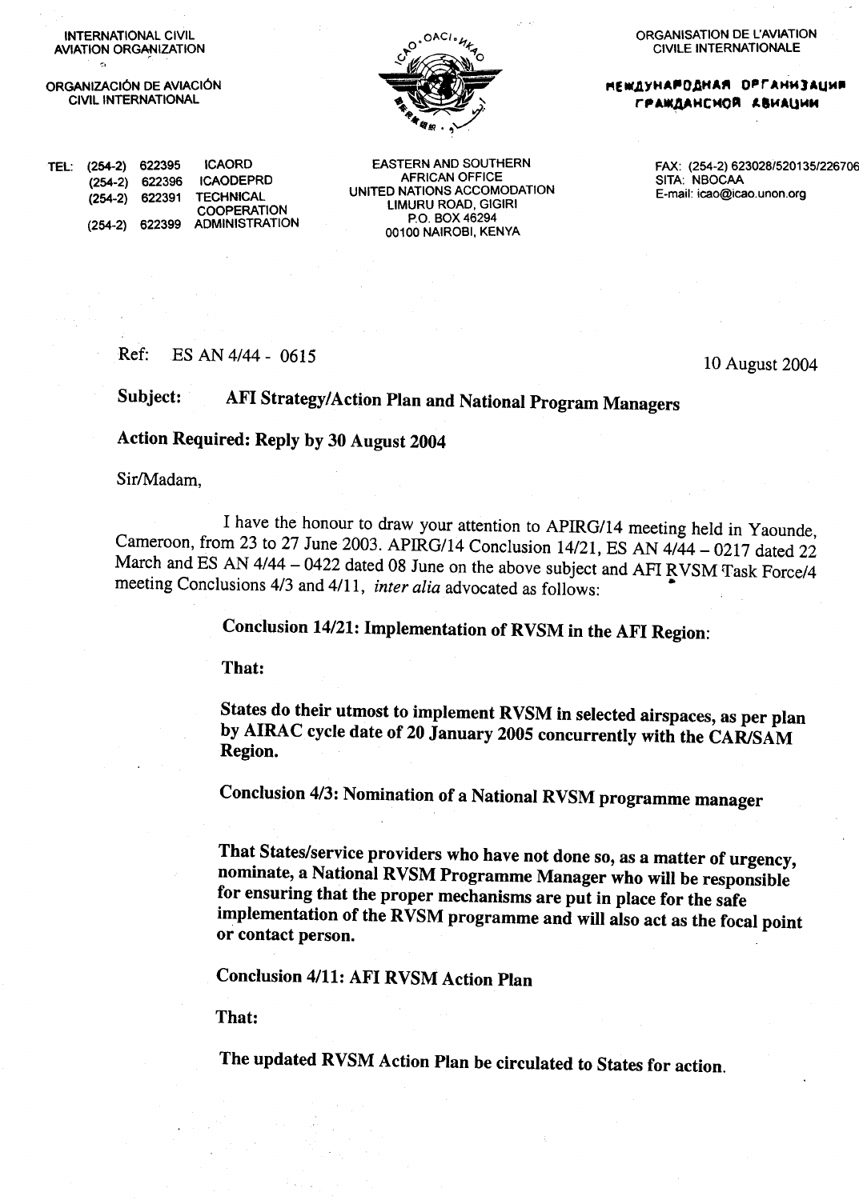INTERNATIONAL CIVIL AVIATION ORGANIZATION

ORGANIZACIÓN DE AVIACIÓN CIVIL INTERNATIONAL

ORGANISATION DE L'AVIATION CIVILE INTERNATIONALE

МЕЖДУНАРОДНАЯ ОРГАНИЗАЦИЯ ГРАЖДАНСКОЙ АВИАЦИИ

TEL: (254-2) 622395 ICAORD
(254-2) 622396 ICAODEPRD
(254-2) 622391 TECHNICAL COOPERATION
(254-2) 622399 ADMINISTRATION

EASTERN AND SOUTHERN AFRICAN OFFICE
UNITED NATIONS ACCOMODATION
LIMURU ROAD, GIGIRI
P.O. BOX 46294
00100 NAIROBI, KENYA

FAX: (254-2) 623028/520135/226706
SITA: NBOCAA
E-mail: icao@icao.unon.org

Ref: ES AN 4/44 - 0615

10 August 2004

**Subject: AFI Strategy/Action Plan and National Program Managers**

**Action Required: Reply by 30 August 2004**

Sir/Madam,

I have the honour to draw your attention to APIRG/14 meeting held in Yaounde, Cameroon, from 23 to 27 June 2003. APIRG/14 Conclusion 14/21, ES AN 4/44 – 0217 dated 22 March and ES AN 4/44 – 0422 dated 08 June on the above subject and AFI RVSM Task Force/4 meeting Conclusions 4/3 and 4/11, *inter alia* advocated as follows:

**Conclusion 14/21: Implementation of RVSM in the AFI Region:**

**That:**

**States do their utmost to implement RVSM in selected airspaces, as per plan by AIRAC cycle date of 20 January 2005 concurrently with the CAR/SAM Region.**

**Conclusion 4/3: Nomination of a National RVSM programme manager**

**That States/service providers who have not done so, as a matter of urgency, nominate, a National RVSM Programme Manager who will be responsible for ensuring that the proper mechanisms are put in place for the safe implementation of the RVSM programme and will also act as the focal point or contact person.**

**Conclusion 4/11: AFI RVSM Action Plan**

**That:**

**The updated RVSM Action Plan be circulated to States for action.**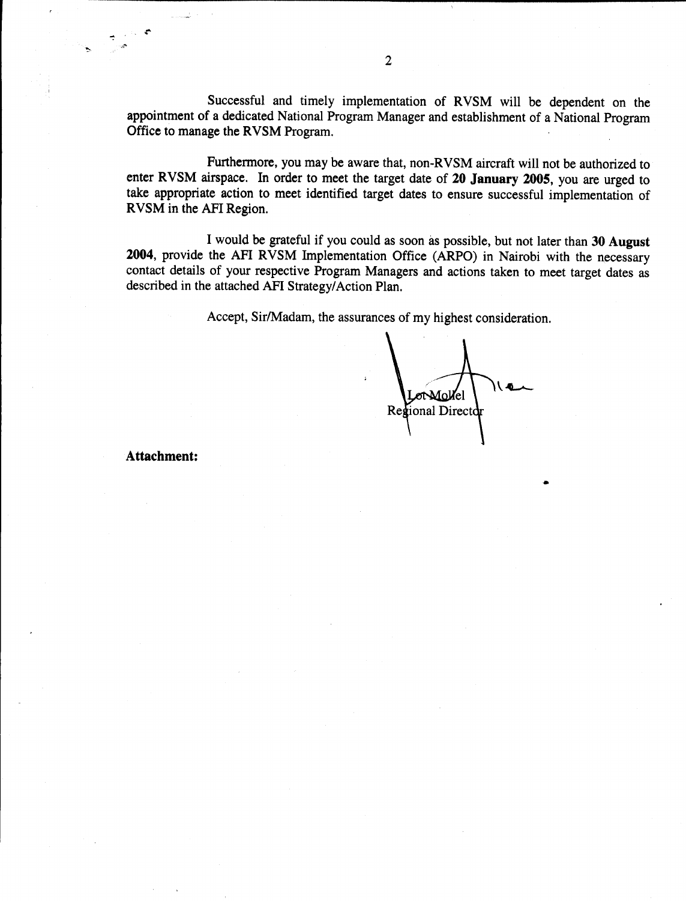Successful and timely implementation of RVSM will be dependent on the appointment of a dedicated National Program Manager and establishment of a National Program Office to manage the RVSM Program.

Furthermore, you may be aware that, non-RVSM aircraft will not be authorized to enter RVSM airspace. In order to meet the target date of **20 January 2005**, you are urged to take appropriate action to meet identified target dates to ensure successful implementation of RVSM in the AFI Region.

I would be grateful if you could as soon as possible, but not later than **30 August 2004**, provide the AFI RVSM Implementation Office (ARPO) in Nairobi with the necessary contact details of your respective Program Managers and actions taken to meet target dates as described in the attached AFI Strategy/Action Plan.

Accept, Sir/Madam, the assurances of my highest consideration.

Lot Mollel
Regional Director

**Attachment:**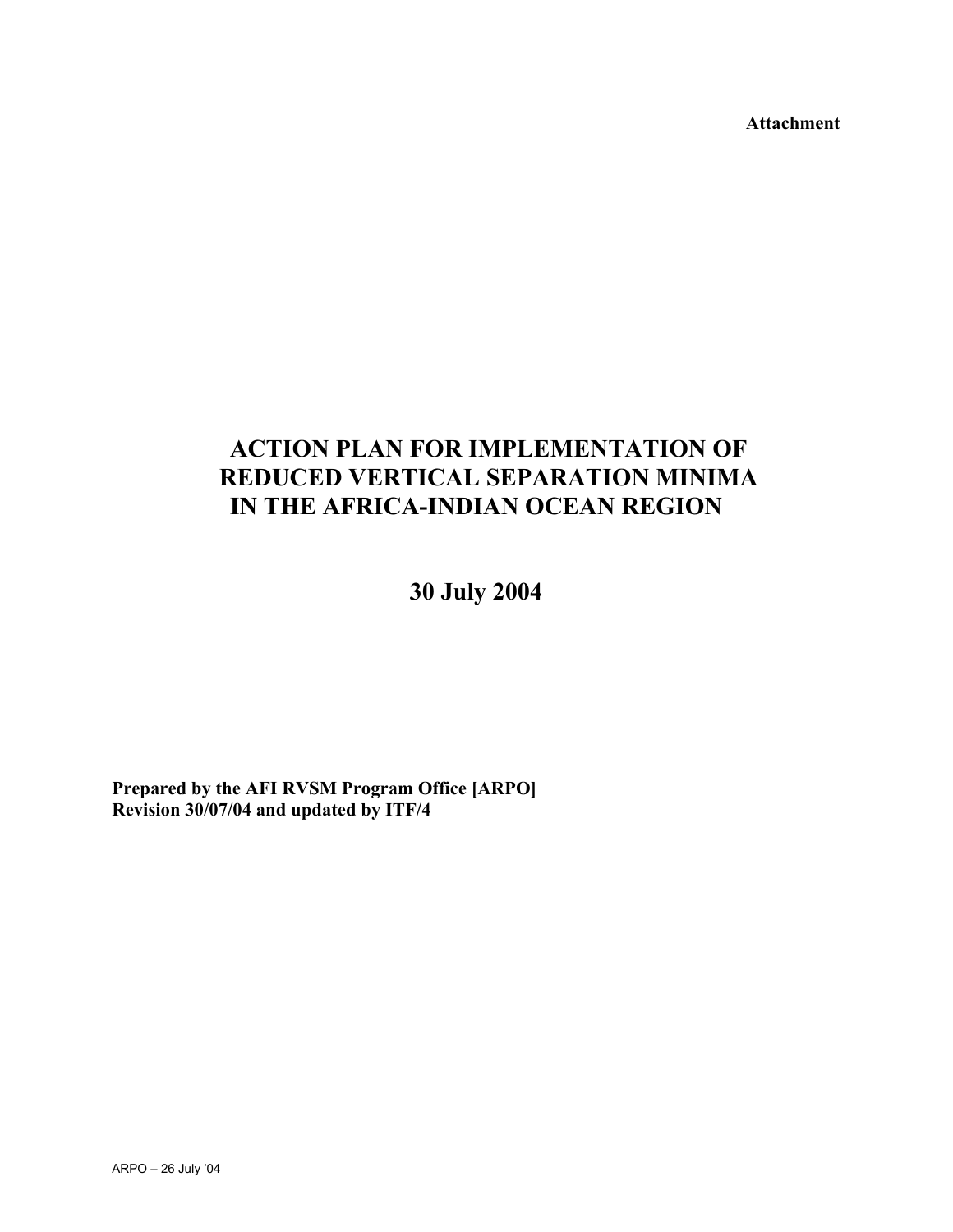**Attachment**

# ACTION PLAN FOR IMPLEMENTATION OF REDUCED VERTICAL SEPARATION MINIMA IN THE AFRICA-INDIAN OCEAN REGION

## 30 July 2004

**Prepared by the AFI RVSM Program Office [ARPO]**
**Revision 30/07/04 and updated by ITF/4**

ARPO – 26 July '04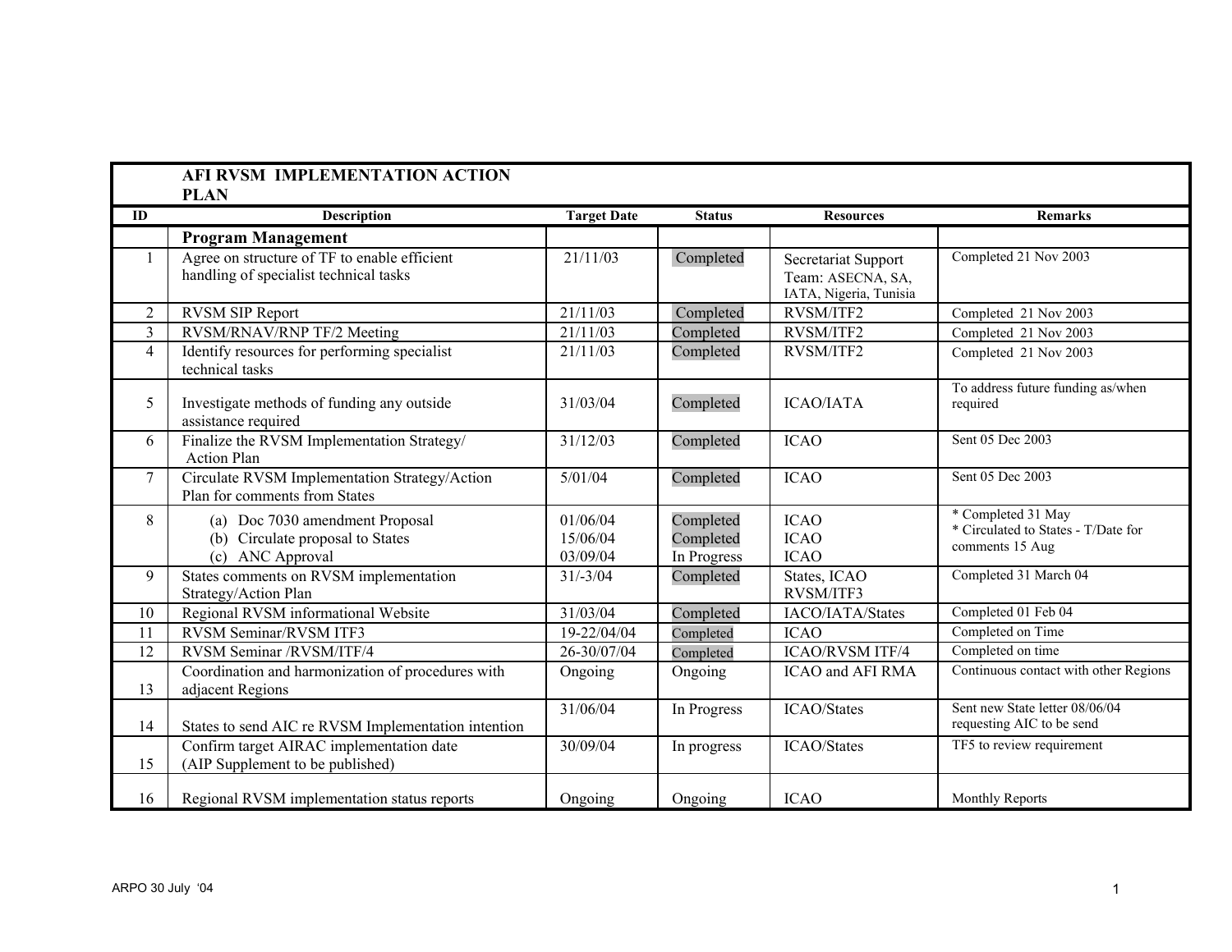| ID | Description | Target Date | Status | Resources | Remarks |
|---|---|---|---|---|---|
| | **AFI RVSM IMPLEMENTATION ACTION PLAN** | | | | |
| | **Program Management** | | | | |
| 1 | Agree on structure of TF to enable efficient handling of specialist technical tasks | 21/11/03 | Completed | Secretariat Support Team: ASECNA, SA, IATA, Nigeria, Tunisia | Completed 21 Nov 2003 |
| 2 | RVSM SIP Report | 21/11/03 | Completed | RVSM/ITF2 | Completed 21 Nov 2003 |
| 3 | RVSM/RNAV/RNP TF/2 Meeting | 21/11/03 | Completed | RVSM/ITF2 | Completed 21 Nov 2003 |
| 4 | Identify resources for performing specialist technical tasks | 21/11/03 | Completed | RVSM/ITF2 | Completed 21 Nov 2003 |
| 5 | Investigate methods of funding any outside assistance required | 31/03/04 | Completed | ICAO/IATA | To address future funding as/when required |
| 6 | Finalize the RVSM Implementation Strategy/ Action Plan | 31/12/03 | Completed | ICAO | Sent 05 Dec 2003 |
| 7 | Circulate RVSM Implementation Strategy/Action Plan for comments from States | 5/01/04 | Completed | ICAO | Sent 05 Dec 2003 |
| 8 | (a) Doc 7030 amendment Proposal<br>(b) Circulate proposal to States<br>(c) ANC Approval | 01/06/04<br>15/06/04<br>03/09/04 | Completed<br>Completed<br>In Progress | ICAO<br>ICAO<br>ICAO | * Completed 31 May<br>* Circulated to States - T/Date for comments 15 Aug |
| 9 | States comments on RVSM implementation Strategy/Action Plan | 31/-3/04 | Completed | States, ICAO RVSM/ITF3 | Completed 31 March 04 |
| 10 | Regional RVSM informational Website | 31/03/04 | Completed | IACO/IATA/States | Completed 01 Feb 04 |
| 11 | RVSM Seminar/RVSM ITF3 | 19-22/04/04 | Completed | ICAO | Completed on Time |
| 12 | RVSM Seminar /RVSM/ITF/4 | 26-30/07/04 | Completed | ICAO/RVSM ITF/4 | Completed on time |
| 13 | Coordination and harmonization of procedures with adjacent Regions | Ongoing | Ongoing | ICAO and AFI RMA | Continuous contact with other Regions |
| 14 | States to send AIC re RVSM Implementation intention | 31/06/04 | In Progress | ICAO/States | Sent new State letter 08/06/04 requesting AIC to be send |
| 15 | Confirm target AIRAC implementation date (AIP Supplement to be published) | 30/09/04 | In progress | ICAO/States | TF5 to review requirement |
| 16 | Regional RVSM implementation status reports | Ongoing | Ongoing | ICAO | Monthly Reports |

ARPO 30 July '04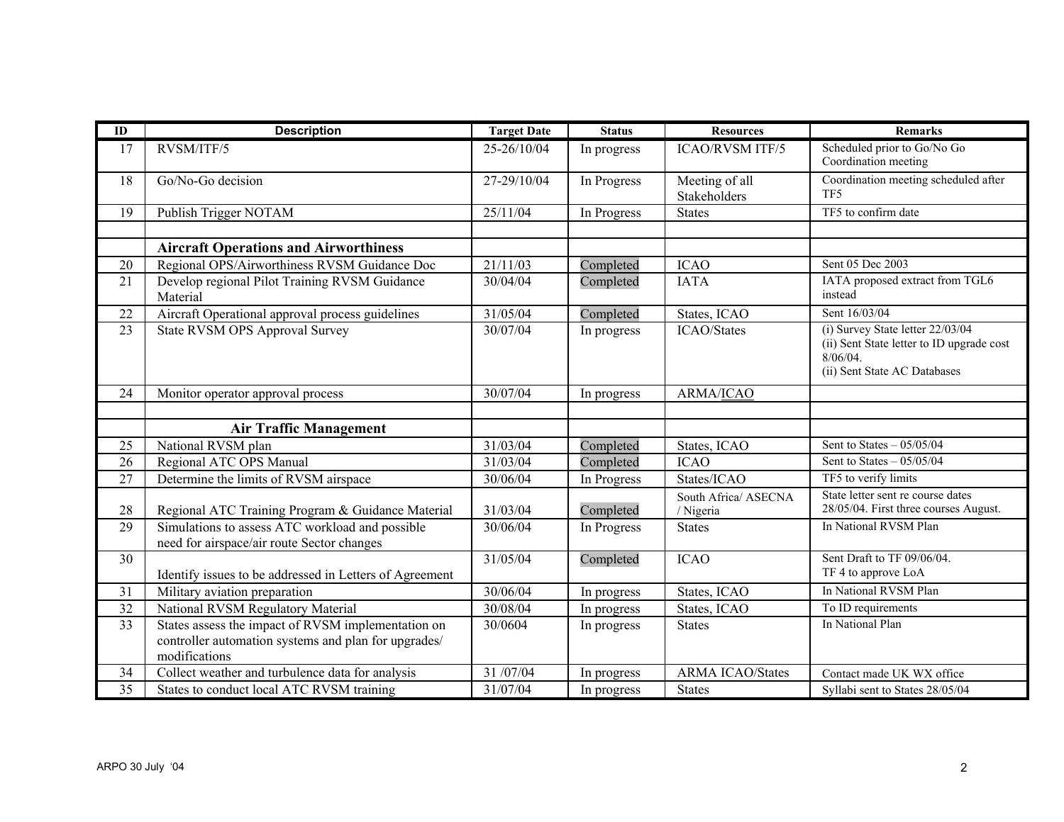| ID | Description | Target Date | Status | Resources | Remarks |
|---|---|---|---|---|---|
| 17 | RVSM/ITF/5 | 25-26/10/04 | In progress | ICAO/RVSM ITF/5 | Scheduled prior to Go/No Go Coordination meeting |
| 18 | Go/No-Go decision | 27-29/10/04 | In Progress | Meeting of all Stakeholders | Coordination meeting scheduled after TF5 |
| 19 | Publish Trigger NOTAM | 25/11/04 | In Progress | States | TF5 to confirm date |
| | | | | | |
| | **Aircraft Operations and Airworthiness** | | | | |
| 20 | Regional OPS/Airworthiness RVSM Guidance Doc | 21/11/03 | Completed | ICAO | Sent 05 Dec 2003 |
| 21 | Develop regional Pilot Training RVSM Guidance Material | 30/04/04 | Completed | IATA | IATA proposed extract from TGL6 instead |
| 22 | Aircraft Operational approval process guidelines | 31/05/04 | Completed | States, ICAO | Sent 16/03/04 |
| 23 | State RVSM OPS Approval Survey | 30/07/04 | In progress | ICAO/States | (i) Survey State letter 22/03/04<br>(ii) Sent State letter to ID upgrade cost 8/06/04.<br>(ii) Sent State AC Databases |
| 24 | Monitor operator approval process | 30/07/04 | In progress | ARMA/ICAO | |
| | | | | | |
| | **Air Traffic Management** | | | | |
| 25 | National RVSM plan | 31/03/04 | Completed | States, ICAO | Sent to States – 05/05/04 |
| 26 | Regional ATC OPS Manual | 31/03/04 | Completed | ICAO | Sent to States – 05/05/04 |
| 27 | Determine the limits of RVSM airspace | 30/06/04 | In Progress | States/ICAO | TF5 to verify limits |
| 28 | Regional ATC Training Program & Guidance Material | 31/03/04 | Completed | South Africa/ ASECNA / Nigeria | State letter sent re course dates 28/05/04. First three courses August. |
| 29 | Simulations to assess ATC workload and possible need for airspace/air route Sector changes | 30/06/04 | In Progress | States | In National RVSM Plan |
| 30 | Identify issues to be addressed in Letters of Agreement | 31/05/04 | Completed | ICAO | Sent Draft to TF 09/06/04.<br>TF 4 to approve LoA |
| 31 | Military aviation preparation | 30/06/04 | In progress | States, ICAO | In National RVSM Plan |
| 32 | National RVSM Regulatory Material | 30/08/04 | In progress | States, ICAO | To ID requirements |
| 33 | States assess the impact of RVSM implementation on controller automation systems and plan for upgrades/ modifications | 30/0604 | In progress | States | In National Plan |
| 34 | Collect weather and turbulence data for analysis | 31 /07/04 | In progress | ARMA ICAO/States | Contact made UK WX office |
| 35 | States to conduct local ATC RVSM training | 31/07/04 | In progress | States | Syllabi sent to States 28/05/04 |

ARPO 30 July '04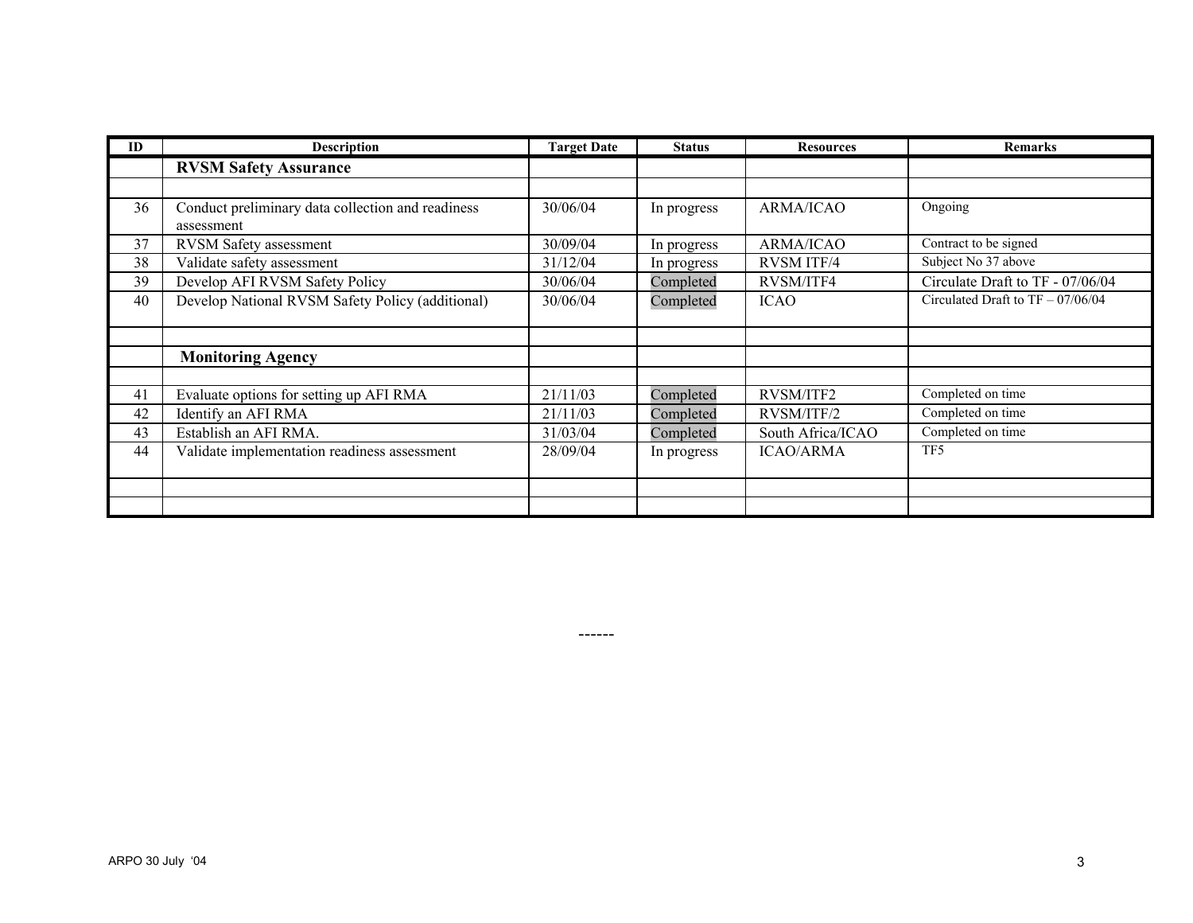| ID | Description | Target Date | Status | Resources | Remarks |
|---|---|---|---|---|---|
| | **RVSM Safety Assurance** | | | | |
| | | | | | |
| 36 | Conduct preliminary data collection and readiness assessment | 30/06/04 | In progress | ARMA/ICAO | Ongoing |
| 37 | RVSM Safety assessment | 30/09/04 | In progress | ARMA/ICAO | Contract to be signed |
| 38 | Validate safety assessment | 31/12/04 | In progress | RVSM ITF/4 | Subject No 37 above |
| 39 | Develop AFI RVSM Safety Policy | 30/06/04 | Completed | RVSM/ITF4 | Circulate Draft to TF - 07/06/04 |
| 40 | Develop National RVSM Safety Policy (additional) | 30/06/04 | Completed | ICAO | Circulated Draft to TF – 07/06/04 |
| | | | | | |
| | **Monitoring Agency** | | | | |
| | | | | | |
| 41 | Evaluate options for setting up AFI RMA | 21/11/03 | Completed | RVSM/ITF2 | Completed on time |
| 42 | Identify an AFI RMA | 21/11/03 | Completed | RVSM/ITF/2 | Completed on time |
| 43 | Establish an AFI RMA. | 31/03/04 | Completed | South Africa/ICAO | Completed on time |
| 44 | Validate implementation readiness assessment | 28/09/04 | In progress | ICAO/ARMA | TF5 |
| | | | | | |
| | | | | | |

------

ARPO 30 July '04